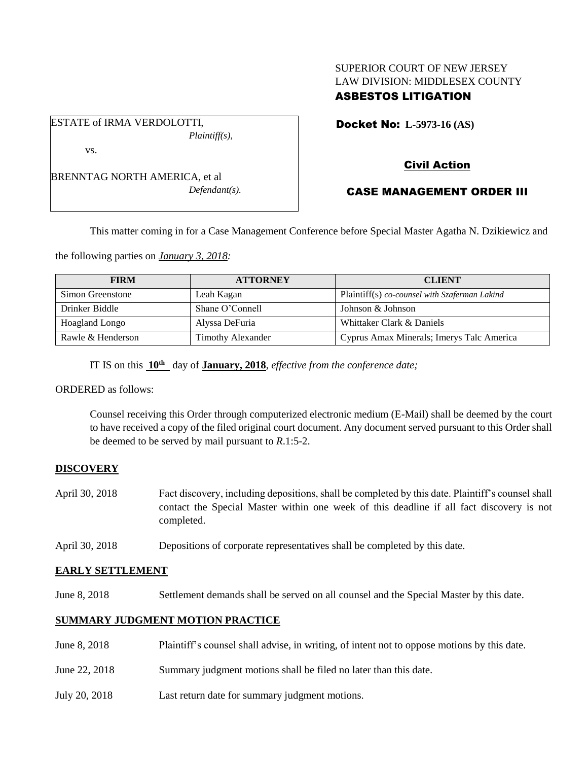SUPERIOR COURT OF NEW JERSEY
LAW DIVISION: MIDDLESEX COUNTY
**ASBESTOS LITIGATION**

ESTATE of IRMA VERDOLOTTI,
*Plaintiff(s),*

vs.

BRENNTAG NORTH AMERICA, et al
*Defendant(s).*

**Docket No: L-5973-16 (AS)**

**Civil Action**

**CASE MANAGEMENT ORDER III**

This matter coming in for a Case Management Conference before Special Master Agatha N. Dzikiewicz and the following parties on *January 3, 2018:*

| FIRM | ATTORNEY | CLIENT |
| --- | --- | --- |
| Simon Greenstone | Leah Kagan | Plaintiff(s) *co-counsel with Szaferman Lakind* |
| Drinker Biddle | Shane O'Connell | Johnson & Johnson |
| Hoagland Longo | Alyssa DeFuria | Whittaker Clark & Daniels |
| Rawle & Henderson | Timothy Alexander | Cyprus Amax Minerals; Imerys Talc America |

IT IS on this **10th** day of **January, 2018**, *effective from the conference date;*

ORDERED as follows:

Counsel receiving this Order through computerized electronic medium (E-Mail) shall be deemed by the court to have received a copy of the filed original court document. Any document served pursuant to this Order shall be deemed to be served by mail pursuant to *R*.1:5-2.

**DISCOVERY**

April 30, 2018 Fact discovery, including depositions, shall be completed by this date. Plaintiff's counsel shall contact the Special Master within one week of this deadline if all fact discovery is not completed.

April 30, 2018 Depositions of corporate representatives shall be completed by this date.

**EARLY SETTLEMENT**

June 8, 2018 Settlement demands shall be served on all counsel and the Special Master by this date.

**SUMMARY JUDGMENT MOTION PRACTICE**

June 8, 2018 Plaintiff's counsel shall advise, in writing, of intent not to oppose motions by this date.

June 22, 2018 Summary judgment motions shall be filed no later than this date.

July 20, 2018 Last return date for summary judgment motions.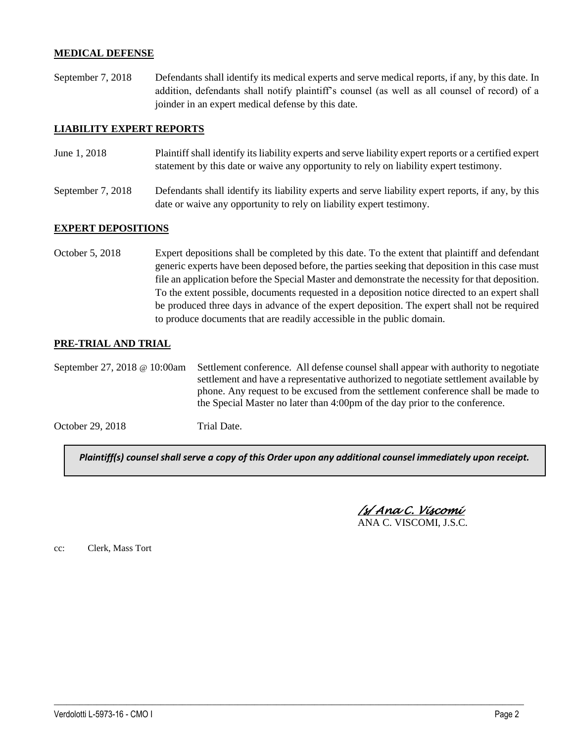**MEDICAL DEFENSE**

September 7, 2018 Defendants shall identify its medical experts and serve medical reports, if any, by this date. In addition, defendants shall notify plaintiff's counsel (as well as all counsel of record) of a joinder in an expert medical defense by this date.

**LIABILITY EXPERT REPORTS**

June 1, 2018 Plaintiff shall identify its liability experts and serve liability expert reports or a certified expert statement by this date or waive any opportunity to rely on liability expert testimony.

September 7, 2018 Defendants shall identify its liability experts and serve liability expert reports, if any, by this date or waive any opportunity to rely on liability expert testimony.

**EXPERT DEPOSITIONS**

October 5, 2018 Expert depositions shall be completed by this date. To the extent that plaintiff and defendant generic experts have been deposed before, the parties seeking that deposition in this case must file an application before the Special Master and demonstrate the necessity for that deposition. To the extent possible, documents requested in a deposition notice directed to an expert shall be produced three days in advance of the expert deposition. The expert shall not be required to produce documents that are readily accessible in the public domain.

**PRE-TRIAL AND TRIAL**

September 27, 2018 @ 10:00am Settlement conference. All defense counsel shall appear with authority to negotiate settlement and have a representative authorized to negotiate settlement available by phone. Any request to be excused from the settlement conference shall be made to the Special Master no later than 4:00pm of the day prior to the conference.

October 29, 2018 Trial Date.

***Plaintiff(s) counsel shall serve a copy of this Order upon any additional counsel immediately upon receipt.***

*/s/ Ana C. Viscomi*
ANA C. VISCOMI, J.S.C.

cc: Clerk, Mass Tort